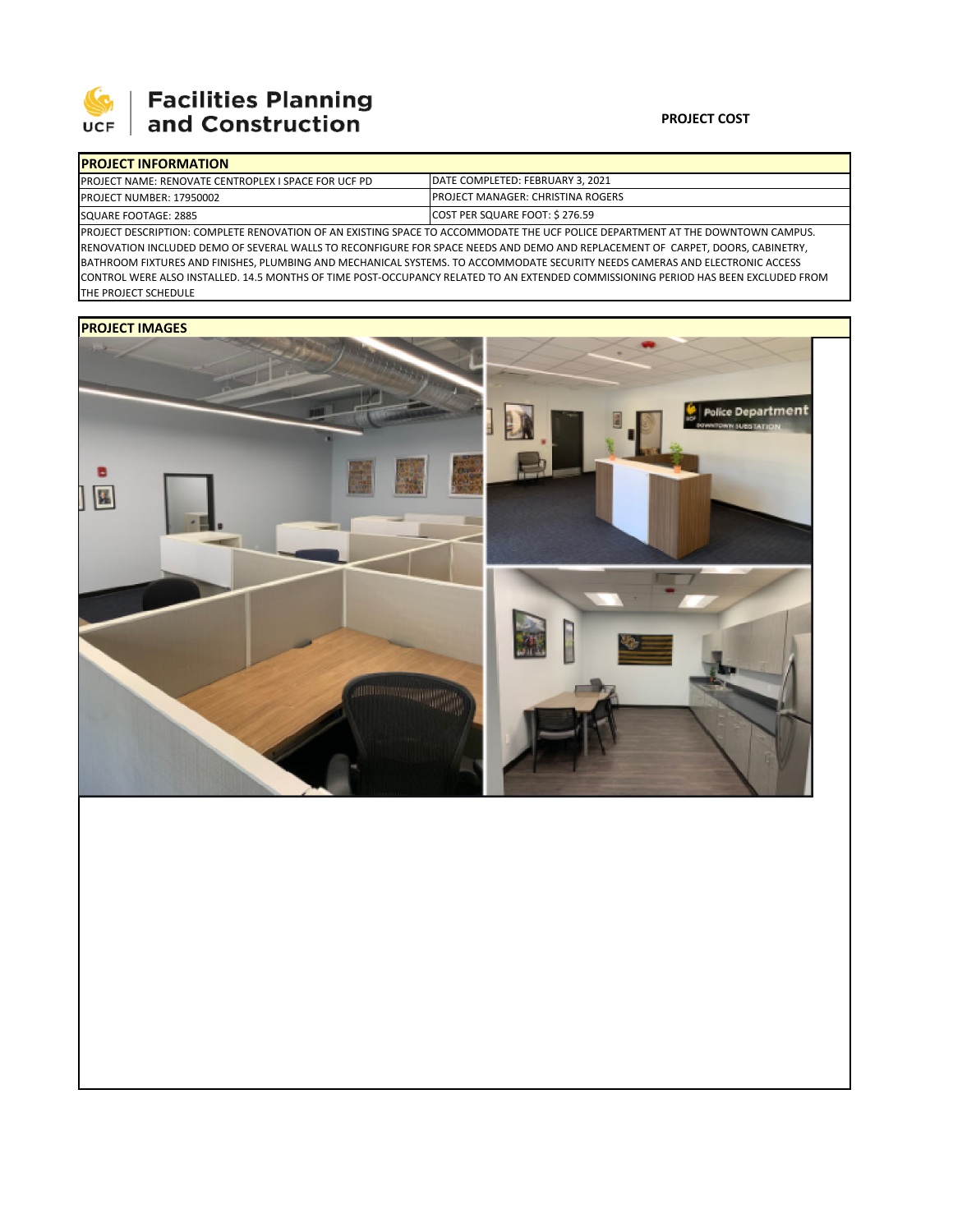# Facilities Planning and Construction

**PROJECT COST**

| PROJECT INFORMATION | |
|---|---|
| PROJECT NAME: RENOVATE CENTROPLEX I SPACE FOR UCF PD | DATE COMPLETED: FEBRUARY 3, 2021 |
| PROJECT NUMBER: 17950002 | PROJECT MANAGER: CHRISTINA ROGERS |
| SQUARE FOOTAGE: 2885 | COST PER SQUARE FOOT: $ 276.59 |

PROJECT DESCRIPTION: COMPLETE RENOVATION OF AN EXISTING SPACE TO ACCOMMODATE THE UCF POLICE DEPARTMENT AT THE DOWNTOWN CAMPUS. RENOVATION INCLUDED DEMO OF SEVERAL WALLS TO RECONFIGURE FOR SPACE NEEDS AND DEMO AND REPLACEMENT OF CARPET, DOORS, CABINETRY, BATHROOM FIXTURES AND FINISHES, PLUMBING AND MECHANICAL SYSTEMS. TO ACCOMMODATE SECURITY NEEDS CAMERAS AND ELECTRONIC ACCESS CONTROL WERE ALSO INSTALLED. 14.5 MONTHS OF TIME POST-OCCUPANCY RELATED TO AN EXTENDED COMMISSIONING PERIOD HAS BEEN EXCLUDED FROM THE PROJECT SCHEDULE

## PROJECT IMAGES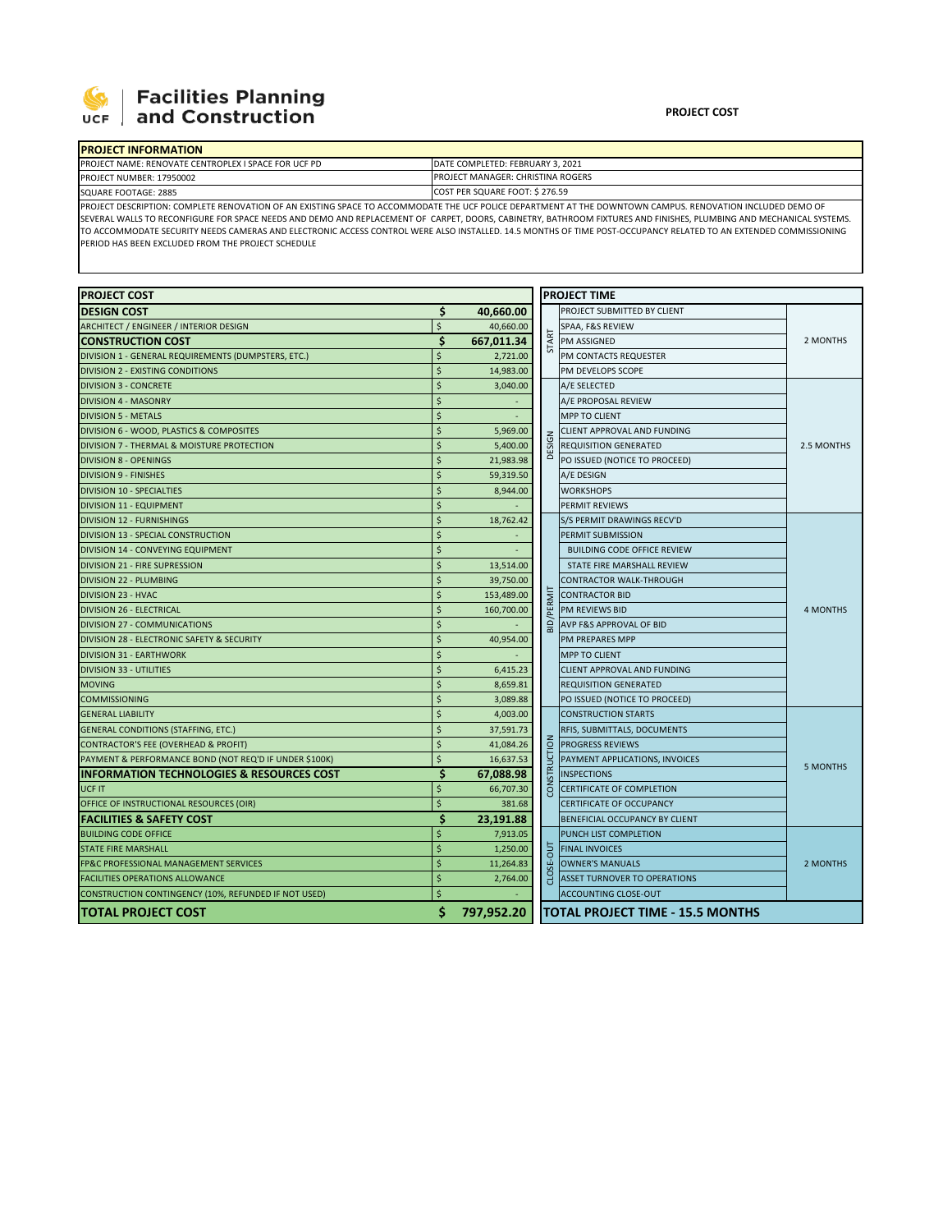**Facilities Planning and Construction**

**PROJECT COST**

| **PROJECT INFORMATION** | |
|---|---|
| PROJECT NAME: RENOVATE CENTROPLEX I SPACE FOR UCF PD | DATE COMPLETED: FEBRUARY 3, 2021 |
| PROJECT NUMBER: 17950002 | PROJECT MANAGER: CHRISTINA ROGERS |
| SQUARE FOOTAGE: 2885 | COST PER SQUARE FOOT: $ 276.59 |

PROJECT DESCRIPTION: COMPLETE RENOVATION OF AN EXISTING SPACE TO ACCOMMODATE THE UCF POLICE DEPARTMENT AT THE DOWNTOWN CAMPUS. RENOVATION INCLUDED DEMO OF SEVERAL WALLS TO RECONFIGURE FOR SPACE NEEDS AND DEMO AND REPLACEMENT OF CARPET, DOORS, CABINETRY, BATHROOM FIXTURES AND FINISHES, PLUMBING AND MECHANICAL SYSTEMS. TO ACCOMMODATE SECURITY NEEDS CAMERAS AND ELECTRONIC ACCESS CONTROL WERE ALSO INSTALLED. 14.5 MONTHS OF TIME POST-OCCUPANCY RELATED TO AN EXTENDED COMMISSIONING PERIOD HAS BEEN EXCLUDED FROM THE PROJECT SCHEDULE

| **PROJECT COST** | |
|---|---|
| **DESIGN COST** | **$ 40,660.00** |
| ARCHITECT / ENGINEER / INTERIOR DESIGN | $ 40,660.00 |
| **CONSTRUCTION COST** | **$ 667,011.34** |
| DIVISION 1 - GENERAL REQUIREMENTS (DUMPSTERS, ETC.) | $ 2,721.00 |
| DIVISION 2 - EXISTING CONDITIONS | $ 14,983.00 |
| DIVISION 3 - CONCRETE | $ 3,040.00 |
| DIVISION 4 - MASONRY | $ - |
| DIVISION 5 - METALS | $ - |
| DIVISION 6 - WOOD, PLASTICS & COMPOSITES | $ 5,969.00 |
| DIVISION 7 - THERMAL & MOISTURE PROTECTION | $ 5,400.00 |
| DIVISION 8 - OPENINGS | $ 21,983.98 |
| DIVISION 9 - FINISHES | $ 59,319.50 |
| DIVISION 10 - SPECIALTIES | $ 8,944.00 |
| DIVISION 11 - EQUIPMENT | $ - |
| DIVISION 12 - FURNISHINGS | $ 18,762.42 |
| DIVISION 13 - SPECIAL CONSTRUCTION | $ - |
| DIVISION 14 - CONVEYING EQUIPMENT | $ - |
| DIVISION 21 - FIRE SUPRESSION | $ 13,514.00 |
| DIVISION 22 - PLUMBING | $ 39,750.00 |
| DIVISION 23 - HVAC | $ 153,489.00 |
| DIVISION 26 - ELECTRICAL | $ 160,700.00 |
| DIVISION 27 - COMMUNICATIONS | $ - |
| DIVISION 28 - ELECTRONIC SAFETY & SECURITY | $ 40,954.00 |
| DIVISION 31 - EARTHWORK | $ - |
| DIVISION 33 - UTILITIES | $ 6,415.23 |
| MOVING | $ 8,659.81 |
| COMMISSIONING | $ 3,089.88 |
| GENERAL LIABILITY | $ 4,003.00 |
| GENERAL CONDITIONS (STAFFING, ETC.) | $ 37,591.73 |
| CONTRACTOR'S FEE (OVERHEAD & PROFIT) | $ 41,084.26 |
| PAYMENT & PERFORMANCE BOND (NOT REQ'D IF UNDER $100K) | $ 16,637.53 |
| **INFORMATION TECHNOLOGIES & RESOURCES COST** | **$ 67,088.98** |
| UCF IT | $ 66,707.30 |
| OFFICE OF INSTRUCTIONAL RESOURCES (OIR) | $ 381.68 |
| **FACILITIES & SAFETY COST** | **$ 23,191.88** |
| BUILDING CODE OFFICE | $ 7,913.05 |
| STATE FIRE MARSHALL | $ 1,250.00 |
| FP&C PROFESSIONAL MANAGEMENT SERVICES | $ 11,264.83 |
| FACILITIES OPERATIONS ALLOWANCE | $ 2,764.00 |
| CONSTRUCTION CONTINGENCY (10%, REFUNDED IF NOT USED) | $ - |
| **TOTAL PROJECT COST** | **$ 797,952.20** |

| **PROJECT TIME** | | |
|---|---|---|
| START | PROJECT SUBMITTED BY CLIENT<br>SPAA, F&S REVIEW<br>PM ASSIGNED<br>PM CONTACTS REQUESTER<br>PM DEVELOPS SCOPE | 2 MONTHS |
| DESIGN | A/E SELECTED<br>A/E PROPOSAL REVIEW<br>MPP TO CLIENT<br>CLIENT APPROVAL AND FUNDING<br>REQUISITION GENERATED<br>PO ISSUED (NOTICE TO PROCEED)<br>A/E DESIGN<br>WORKSHOPS<br>PERMIT REVIEWS | 2.5 MONTHS |
| BID/PERMIT | S/S PERMIT DRAWINGS RECV'D<br>PERMIT SUBMISSION<br>BUILDING CODE OFFICE REVIEW<br>STATE FIRE MARSHALL REVIEW<br>CONTRACTOR WALK-THROUGH<br>CONTRACTOR BID<br>PM REVIEWS BID<br>AVP F&S APPROVAL OF BID<br>PM PREPARES MPP<br>MPP TO CLIENT<br>CLIENT APPROVAL AND FUNDING<br>REQUISITION GENERATED<br>PO ISSUED (NOTICE TO PROCEED) | 4 MONTHS |
| CONSTRUCTION | CONSTRUCTION STARTS<br>RFIS, SUBMITTALS, DOCUMENTS<br>PROGRESS REVIEWS<br>PAYMENT APPLICATIONS, INVOICES<br>INSPECTIONS<br>CERTIFICATE OF COMPLETION<br>CERTIFICATE OF OCCUPANCY<br>BENEFICIAL OCCUPANCY BY CLIENT | 5 MONTHS |
| CLOSE-OUT | PUNCH LIST COMPLETION<br>FINAL INVOICES<br>OWNER'S MANUALS<br>ASSET TURNOVER TO OPERATIONS<br>ACCOUNTING CLOSE-OUT | 2 MONTHS |
| **TOTAL PROJECT TIME - 15.5 MONTHS** | | |